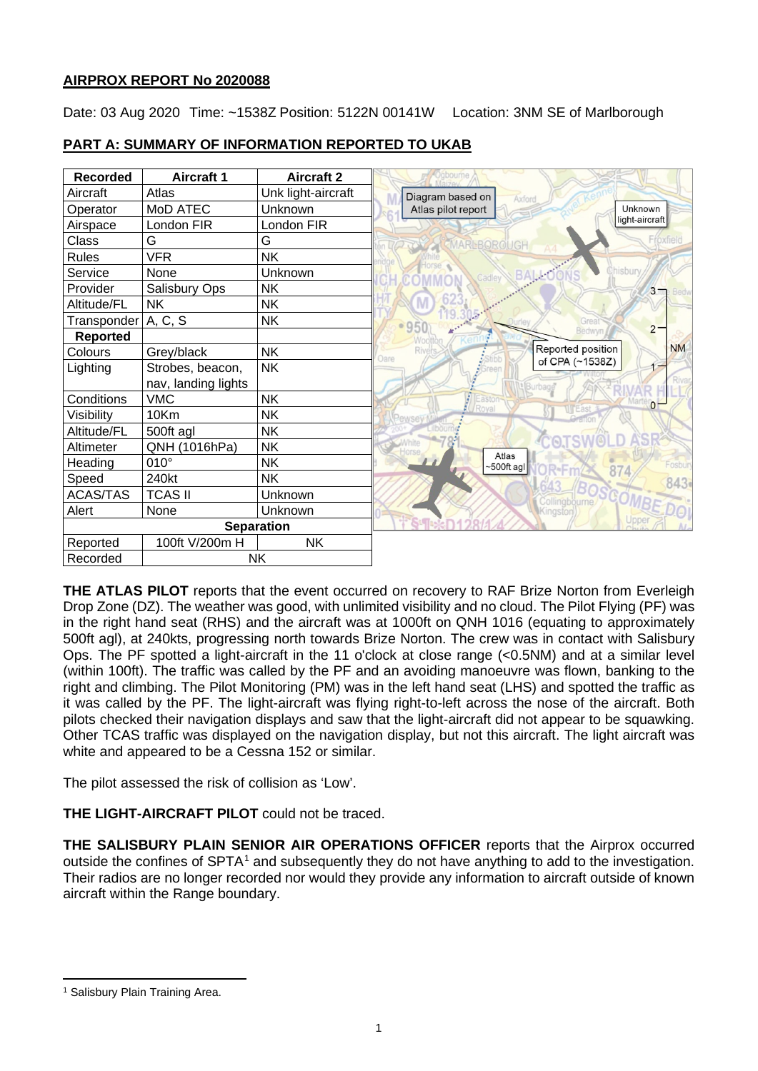**AIRPROX REPORT No 2020088**

Date: 03 Aug 2020 Time: ~1538Z Position: 5122N 00141W Location: 3NM SE of Marlborough

**PART A: SUMMARY OF INFORMATION REPORTED TO UKAB**

| Recorded | Aircraft 1 | Aircraft 2 |
| --- | --- | --- |
| Aircraft | Atlas | Unk light-aircraft |
| Operator | MoD ATEC | Unknown |
| Airspace | London FIR | London FIR |
| Class | G | G |
| Rules | VFR | NK |
| Service | None | Unknown |
| Provider | Salisbury Ops | NK |
| Altitude/FL | NK | NK |
| Transponder | A, C, S | NK |
| **Reported** | | |
| Colours | Grey/black | NK |
| Lighting | Strobes, beacon, nav, landing lights | NK |
| Conditions | VMC | NK |
| Visibility | 10Km | NK |
| Altitude/FL | 500ft agl | NK |
| Altimeter | QNH (1016hPa) | NK |
| Heading | 010° | NK |
| Speed | 240kt | NK |
| ACAS/TAS | TCAS II | Unknown |
| Alert | None | Unknown |
| **Separation** | | |
| Reported | 100ft V/200m H | NK |
| Recorded | NK | |

Diagram based on Atlas pilot report

Unknown light-aircraft

Reported position of CPA (~1538Z)

Atlas ~500ft agl

**THE ATLAS PILOT** reports that the event occurred on recovery to RAF Brize Norton from Everleigh Drop Zone (DZ). The weather was good, with unlimited visibility and no cloud. The Pilot Flying (PF) was in the right hand seat (RHS) and the aircraft was at 1000ft on QNH 1016 (equating to approximately 500ft agl), at 240kts, progressing north towards Brize Norton. The crew was in contact with Salisbury Ops. The PF spotted a light-aircraft in the 11 o'clock at close range (<0.5NM) and at a similar level (within 100ft). The traffic was called by the PF and an avoiding manoeuvre was flown, banking to the right and climbing. The Pilot Monitoring (PM) was in the left hand seat (LHS) and spotted the traffic as it was called by the PF. The light-aircraft was flying right-to-left across the nose of the aircraft. Both pilots checked their navigation displays and saw that the light-aircraft did not appear to be squawking. Other TCAS traffic was displayed on the navigation display, but not this aircraft. The light aircraft was white and appeared to be a Cessna 152 or similar.

The pilot assessed the risk of collision as 'Low'.

**THE LIGHT-AIRCRAFT PILOT** could not be traced.

**THE SALISBURY PLAIN SENIOR AIR OPERATIONS OFFICER** reports that the Airprox occurred outside the confines of SPTA[1] and subsequently they do not have anything to add to the investigation. Their radios are no longer recorded nor would they provide any information to aircraft outside of known aircraft within the Range boundary.

[1] Salisbury Plain Training Area.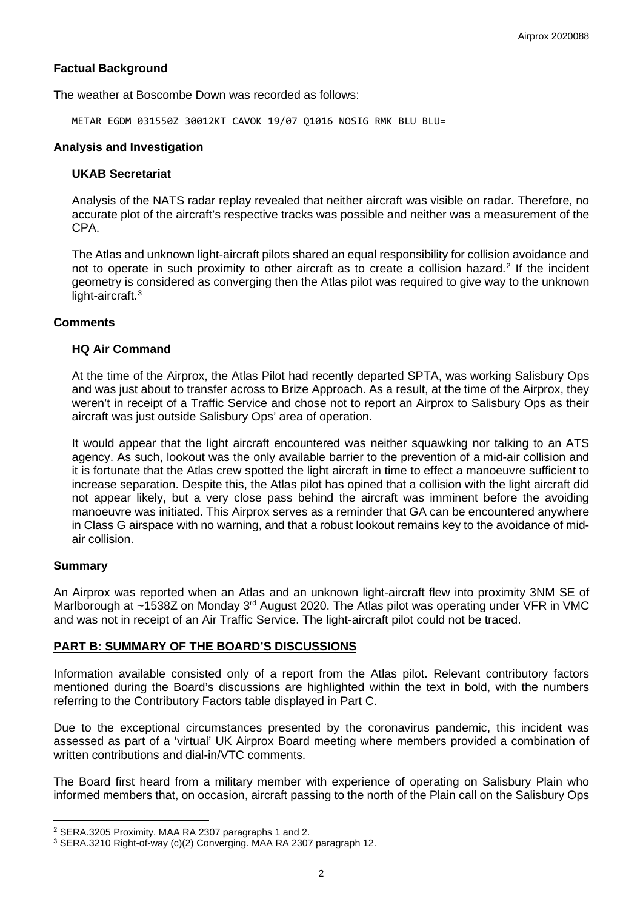### Factual Background

The weather at Boscombe Down was recorded as follows:

```
METAR EGDM 031550Z 30012KT CAVOK 19/07 Q1016 NOSIG RMK BLU BLU=
```

### Analysis and Investigation

#### UKAB Secretariat

Analysis of the NATS radar replay revealed that neither aircraft was visible on radar. Therefore, no accurate plot of the aircraft's respective tracks was possible and neither was a measurement of the CPA.

The Atlas and unknown light-aircraft pilots shared an equal responsibility for collision avoidance and not to operate in such proximity to other aircraft as to create a collision hazard.[2] If the incident geometry is considered as converging then the Atlas pilot was required to give way to the unknown light-aircraft.[3]

### Comments

#### HQ Air Command

At the time of the Airprox, the Atlas Pilot had recently departed SPTA, was working Salisbury Ops and was just about to transfer across to Brize Approach. As a result, at the time of the Airprox, they weren't in receipt of a Traffic Service and chose not to report an Airprox to Salisbury Ops as their aircraft was just outside Salisbury Ops' area of operation.

It would appear that the light aircraft encountered was neither squawking nor talking to an ATS agency. As such, lookout was the only available barrier to the prevention of a mid-air collision and it is fortunate that the Atlas crew spotted the light aircraft in time to effect a manoeuvre sufficient to increase separation. Despite this, the Atlas pilot has opined that a collision with the light aircraft did not appear likely, but a very close pass behind the aircraft was imminent before the avoiding manoeuvre was initiated. This Airprox serves as a reminder that GA can be encountered anywhere in Class G airspace with no warning, and that a robust lookout remains key to the avoidance of mid-air collision.

### Summary

An Airprox was reported when an Atlas and an unknown light-aircraft flew into proximity 3NM SE of Marlborough at ~1538Z on Monday 3rd August 2020. The Atlas pilot was operating under VFR in VMC and was not in receipt of an Air Traffic Service. The light-aircraft pilot could not be traced.

## PART B: SUMMARY OF THE BOARD'S DISCUSSIONS

Information available consisted only of a report from the Atlas pilot. Relevant contributory factors mentioned during the Board's discussions are highlighted within the text in bold, with the numbers referring to the Contributory Factors table displayed in Part C.

Due to the exceptional circumstances presented by the coronavirus pandemic, this incident was assessed as part of a 'virtual' UK Airprox Board meeting where members provided a combination of written contributions and dial-in/VTC comments.

The Board first heard from a military member with experience of operating on Salisbury Plain who informed members that, on occasion, aircraft passing to the north of the Plain call on the Salisbury Ops

---

[2] SERA.3205 Proximity. MAA RA 2307 paragraphs 1 and 2.

[3] SERA.3210 Right-of-way (c)(2) Converging. MAA RA 2307 paragraph 12.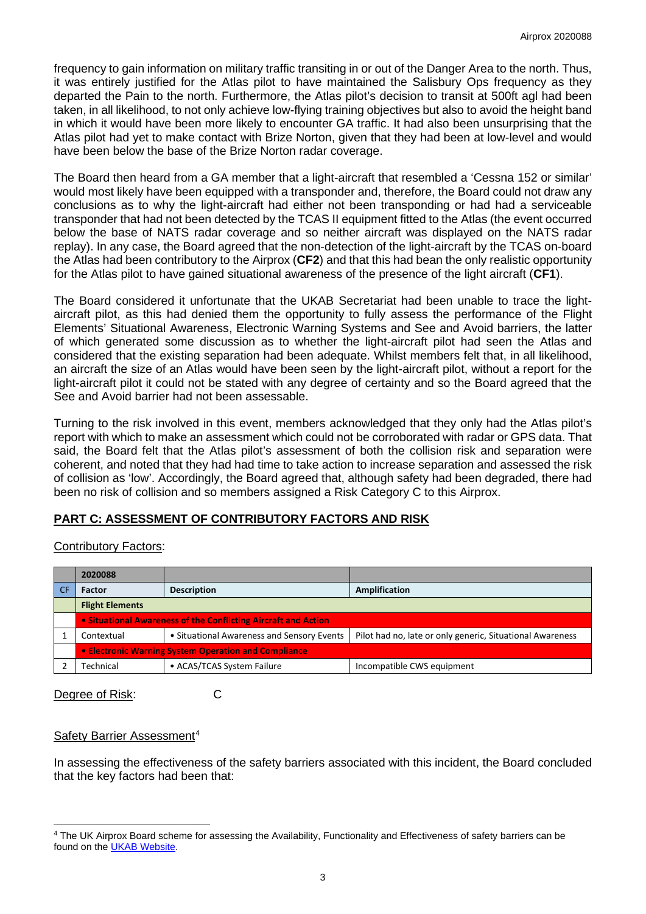frequency to gain information on military traffic transiting in or out of the Danger Area to the north. Thus, it was entirely justified for the Atlas pilot to have maintained the Salisbury Ops frequency as they departed the Pain to the north. Furthermore, the Atlas pilot's decision to transit at 500ft agl had been taken, in all likelihood, to not only achieve low-flying training objectives but also to avoid the height band in which it would have been more likely to encounter GA traffic. It had also been unsurprising that the Atlas pilot had yet to make contact with Brize Norton, given that they had been at low-level and would have been below the base of the Brize Norton radar coverage.

The Board then heard from a GA member that a light-aircraft that resembled a 'Cessna 152 or similar' would most likely have been equipped with a transponder and, therefore, the Board could not draw any conclusions as to why the light-aircraft had either not been transponding or had had a serviceable transponder that had not been detected by the TCAS II equipment fitted to the Atlas (the event occurred below the base of NATS radar coverage and so neither aircraft was displayed on the NATS radar replay). In any case, the Board agreed that the non-detection of the light-aircraft by the TCAS on-board the Atlas had been contributory to the Airprox (**CF2**) and that this had bean the only realistic opportunity for the Atlas pilot to have gained situational awareness of the presence of the light aircraft (**CF1**).

The Board considered it unfortunate that the UKAB Secretariat had been unable to trace the light-aircraft pilot, as this had denied them the opportunity to fully assess the performance of the Flight Elements' Situational Awareness, Electronic Warning Systems and See and Avoid barriers, the latter of which generated some discussion as to whether the light-aircraft pilot had seen the Atlas and considered that the existing separation had been adequate. Whilst members felt that, in all likelihood, an aircraft the size of an Atlas would have been seen by the light-aircraft pilot, without a report for the light-aircraft pilot it could not be stated with any degree of certainty and so the Board agreed that the See and Avoid barrier had not been assessable.

Turning to the risk involved in this event, members acknowledged that they only had the Atlas pilot's report with which to make an assessment which could not be corroborated with radar or GPS data. That said, the Board felt that the Atlas pilot's assessment of both the collision risk and separation were coherent, and noted that they had had time to take action to increase separation and assessed the risk of collision as 'low'. Accordingly, the Board agreed that, although safety had been degraded, there had been no risk of collision and so members assigned a Risk Category C to this Airprox.

## PART C: ASSESSMENT OF CONTRIBUTORY FACTORS AND RISK

Contributory Factors:

| | 2020088 | | |
|---|---|---|---|
| CF | Factor | Description | Amplification |
| | **Flight Elements** | | |
| | **• Situational Awareness of the Conflicting Aircraft and Action** | | |
| 1 | Contextual | • Situational Awareness and Sensory Events | Pilot had no, late or only generic, Situational Awareness |
| | **• Electronic Warning System Operation and Compliance** | | |
| 2 | Technical | • ACAS/TCAS System Failure | Incompatible CWS equipment |

Degree of Risk: C

Safety Barrier Assessment[4]

In assessing the effectiveness of the safety barriers associated with this incident, the Board concluded that the key factors had been that:

[4] The UK Airprox Board scheme for assessing the Availability, Functionality and Effectiveness of safety barriers can be found on the UKAB Website.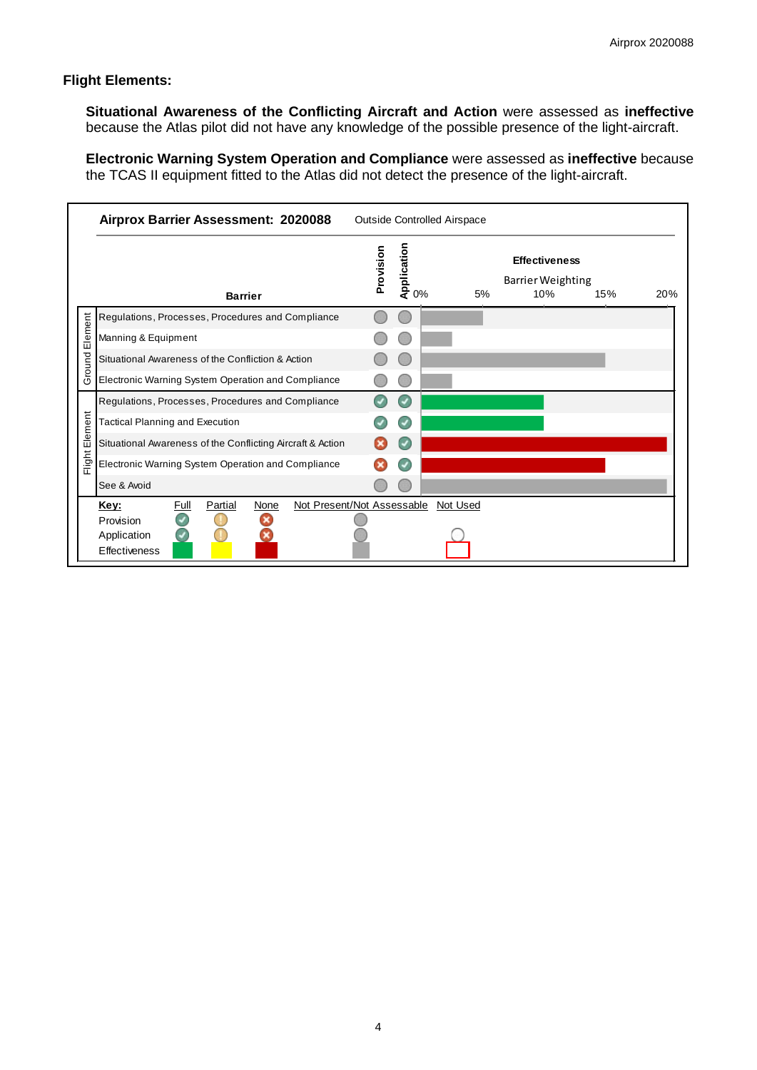**Flight Elements:**

**Situational Awareness of the Conflicting Aircraft and Action** were assessed as **ineffective** because the Atlas pilot did not have any knowledge of the possible presence of the light-aircraft.

**Electronic Warning System Operation and Compliance** were assessed as **ineffective** because the TCAS II equipment fitted to the Atlas did not detect the presence of the light-aircraft.

**Airprox Barrier Assessment: 2020088** Outside Controlled Airspace

Barrier

Provision

Application

Effectiveness

Barrier Weighting

0%
5%
10%
15%
20%

Ground Element

Regulations, Processes, Procedures and Compliance

Manning & Equipment

Situational Awareness of the Confliction & Action

Electronic Warning System Operation and Compliance

Flight Element

Regulations, Processes, Procedures and Compliance

Tactical Planning and Execution

Situational Awareness of the Conflicting Aircraft & Action

Electronic Warning System Operation and Compliance

See & Avoid

Key:
Full
Partial
None
Not Present/Not Assessable
Not Used

Provision

Application

Effectiveness